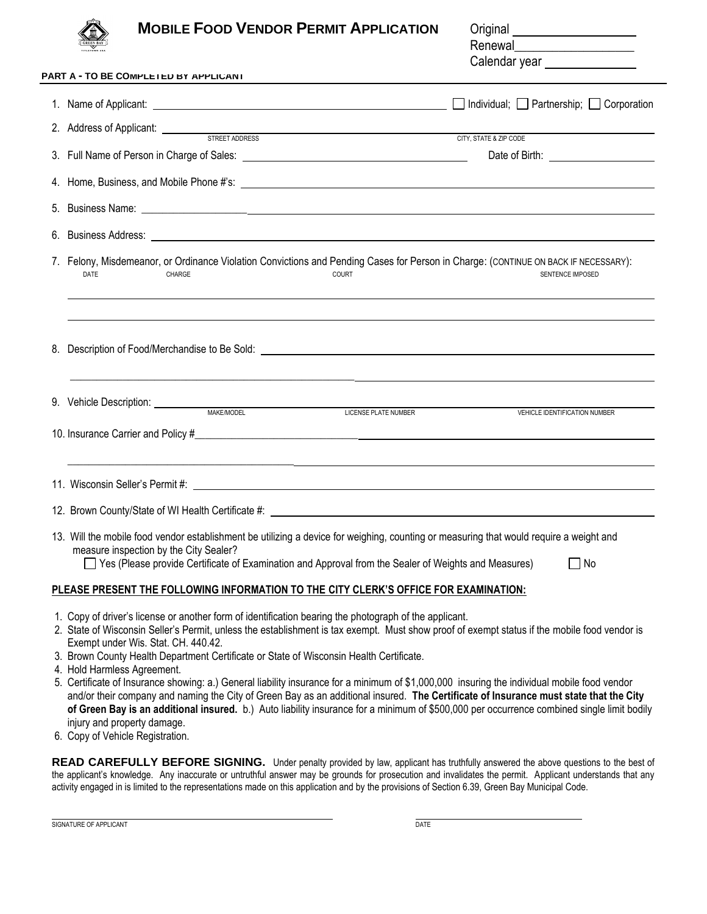# MOBILE FOOD VENDOR PERMIT APPLICATION

Original ____________
Renewal ____________
Calendar year ____________

**PART A - TO BE COMPLETED BY APPLICANT**

1. Name of Applicant: ____________ ☐ Individual; ☐ Partnership; ☐ Corporation
2. Address of Applicant: ____________ STREET ADDRESS ____________ CITY, STATE & ZIP CODE
3. Full Name of Person in Charge of Sales: ____________ Date of Birth: ____________
4. Home, Business, and Mobile Phone #'s: ____________
5. Business Name: ____________
6. Business Address: ____________
7. Felony, Misdemeanor, or Ordinance Violation Convictions and Pending Cases for Person in Charge: (CONTINUE ON BACK IF NECESSARY):

| DATE | CHARGE | COURT | SENTENCE IMPOSED |
|---|---|---|---|
| | | | |
| | | | |

8. Description of Food/Merchandise to Be Sold: ____________
9. Vehicle Description: ____________ MAKE/MODEL ____________ LICENSE PLATE NUMBER ____________ VEHICLE IDENTIFICATION NUMBER
10. Insurance Carrier and Policy #____________
11. Wisconsin Seller's Permit #: ____________
12. Brown County/State of WI Health Certificate #: ____________
13. Will the mobile food vendor establishment be utilizing a device for weighing, counting or measuring that would require a weight and measure inspection by the City Sealer?
    ☐ Yes (Please provide Certificate of Examination and Approval from the Sealer of Weights and Measures) ☐ No

**PLEASE PRESENT THE FOLLOWING INFORMATION TO THE CITY CLERK'S OFFICE FOR EXAMINATION:**

1. Copy of driver's license or another form of identification bearing the photograph of the applicant.
2. State of Wisconsin Seller's Permit, unless the establishment is tax exempt. Must show proof of exempt status if the mobile food vendor is Exempt under Wis. Stat. CH. 440.42.
3. Brown County Health Department Certificate or State of Wisconsin Health Certificate.
4. Hold Harmless Agreement.
5. Certificate of Insurance showing: a.) General liability insurance for a minimum of $1,000,000 insuring the individual mobile food vendor and/or their company and naming the City of Green Bay as an additional insured. **The Certificate of Insurance must state that the City of Green Bay is an additional insured.** b.) Auto liability insurance for a minimum of $500,000 per occurrence combined single limit bodily injury and property damage.
6. Copy of Vehicle Registration.

**READ CAREFULLY BEFORE SIGNING.** Under penalty provided by law, applicant has truthfully answered the above questions to the best of the applicant's knowledge. Any inaccurate or untruthful answer may be grounds for prosecution and invalidates the permit. Applicant understands that any activity engaged in is limited to the representations made on this application and by the provisions of Section 6.39, Green Bay Municipal Code.

____________ SIGNATURE OF APPLICANT ____________ DATE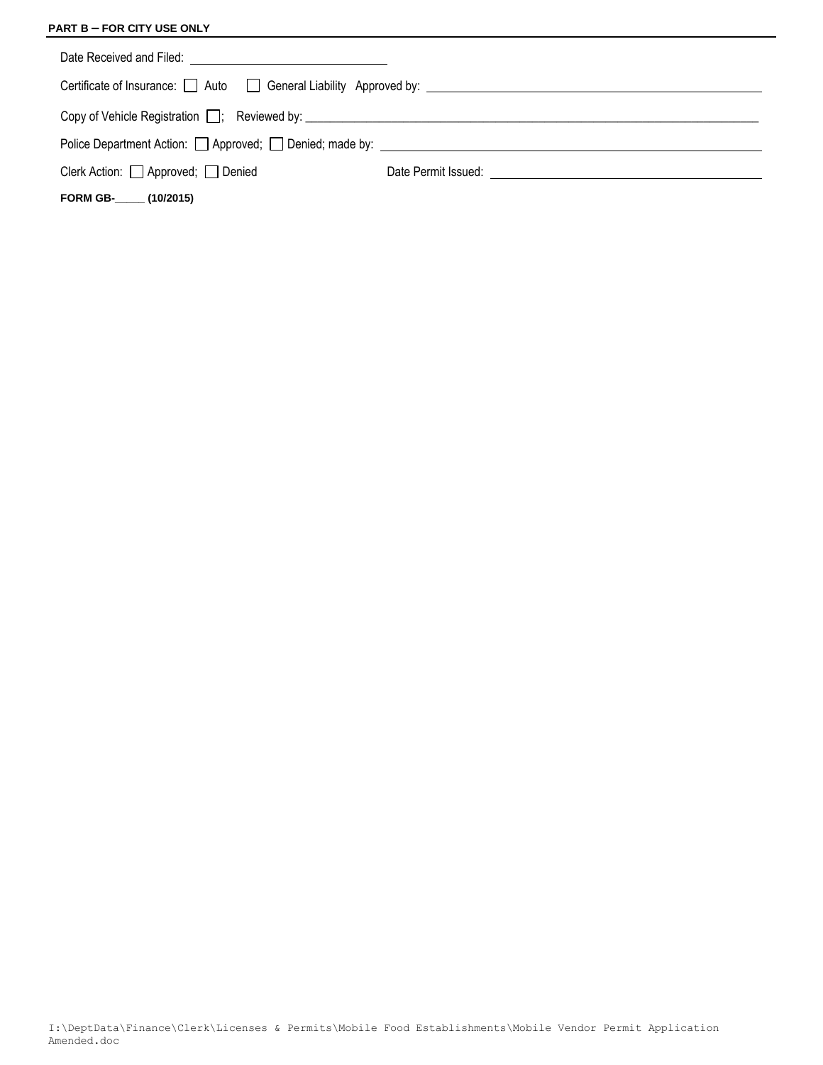**PART B – FOR CITY USE ONLY**

Date Received and Filed: ______________________________

Certificate of Insurance: ☐ Auto ☐ General Liability Approved by: ______________________________

Copy of Vehicle Registration ☐; Reviewed by: ______________________________

Police Department Action: ☐ Approved; ☐ Denied; made by: ______________________________

Clerk Action: ☐ Approved; ☐ Denied Date Permit Issued: ______________________________

**FORM GB-_____ (10/2015)**

I:\DeptData\Finance\Clerk\Licenses & Permits\Mobile Food Establishments\Mobile Vendor Permit Application Amended.doc